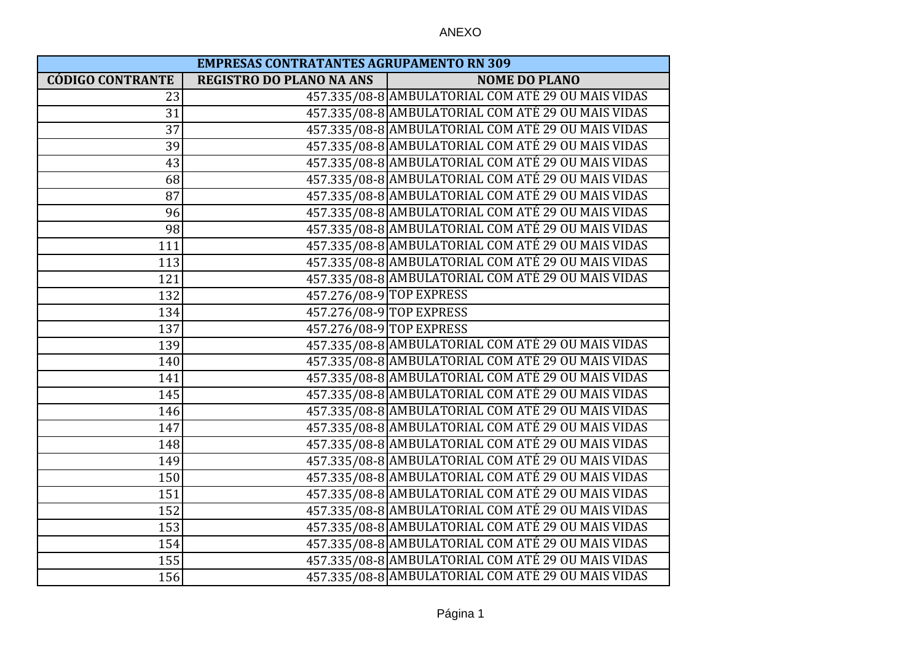ANEXO

| EMPRESAS CONTRATANTES AGRUPAMENTO RN 309 | | |
|---|---|---|
| CÓDIGO CONTRANTE | REGISTRO DO PLANO NA ANS | NOME DO PLANO |
| 23 | 457.335/08-8 | AMBULATORIAL COM ATÉ 29 OU MAIS VIDAS |
| 31 | 457.335/08-8 | AMBULATORIAL COM ATÉ 29 OU MAIS VIDAS |
| 37 | 457.335/08-8 | AMBULATORIAL COM ATÉ 29 OU MAIS VIDAS |
| 39 | 457.335/08-8 | AMBULATORIAL COM ATÉ 29 OU MAIS VIDAS |
| 43 | 457.335/08-8 | AMBULATORIAL COM ATÉ 29 OU MAIS VIDAS |
| 68 | 457.335/08-8 | AMBULATORIAL COM ATÉ 29 OU MAIS VIDAS |
| 87 | 457.335/08-8 | AMBULATORIAL COM ATÉ 29 OU MAIS VIDAS |
| 96 | 457.335/08-8 | AMBULATORIAL COM ATÉ 29 OU MAIS VIDAS |
| 98 | 457.335/08-8 | AMBULATORIAL COM ATÉ 29 OU MAIS VIDAS |
| 111 | 457.335/08-8 | AMBULATORIAL COM ATÉ 29 OU MAIS VIDAS |
| 113 | 457.335/08-8 | AMBULATORIAL COM ATÉ 29 OU MAIS VIDAS |
| 121 | 457.335/08-8 | AMBULATORIAL COM ATÉ 29 OU MAIS VIDAS |
| 132 | 457.276/08-9 | TOP EXPRESS |
| 134 | 457.276/08-9 | TOP EXPRESS |
| 137 | 457.276/08-9 | TOP EXPRESS |
| 139 | 457.335/08-8 | AMBULATORIAL COM ATÉ 29 OU MAIS VIDAS |
| 140 | 457.335/08-8 | AMBULATORIAL COM ATÉ 29 OU MAIS VIDAS |
| 141 | 457.335/08-8 | AMBULATORIAL COM ATÉ 29 OU MAIS VIDAS |
| 145 | 457.335/08-8 | AMBULATORIAL COM ATÉ 29 OU MAIS VIDAS |
| 146 | 457.335/08-8 | AMBULATORIAL COM ATÉ 29 OU MAIS VIDAS |
| 147 | 457.335/08-8 | AMBULATORIAL COM ATÉ 29 OU MAIS VIDAS |
| 148 | 457.335/08-8 | AMBULATORIAL COM ATÉ 29 OU MAIS VIDAS |
| 149 | 457.335/08-8 | AMBULATORIAL COM ATÉ 29 OU MAIS VIDAS |
| 150 | 457.335/08-8 | AMBULATORIAL COM ATÉ 29 OU MAIS VIDAS |
| 151 | 457.335/08-8 | AMBULATORIAL COM ATÉ 29 OU MAIS VIDAS |
| 152 | 457.335/08-8 | AMBULATORIAL COM ATÉ 29 OU MAIS VIDAS |
| 153 | 457.335/08-8 | AMBULATORIAL COM ATÉ 29 OU MAIS VIDAS |
| 154 | 457.335/08-8 | AMBULATORIAL COM ATÉ 29 OU MAIS VIDAS |
| 155 | 457.335/08-8 | AMBULATORIAL COM ATÉ 29 OU MAIS VIDAS |
| 156 | 457.335/08-8 | AMBULATORIAL COM ATÉ 29 OU MAIS VIDAS |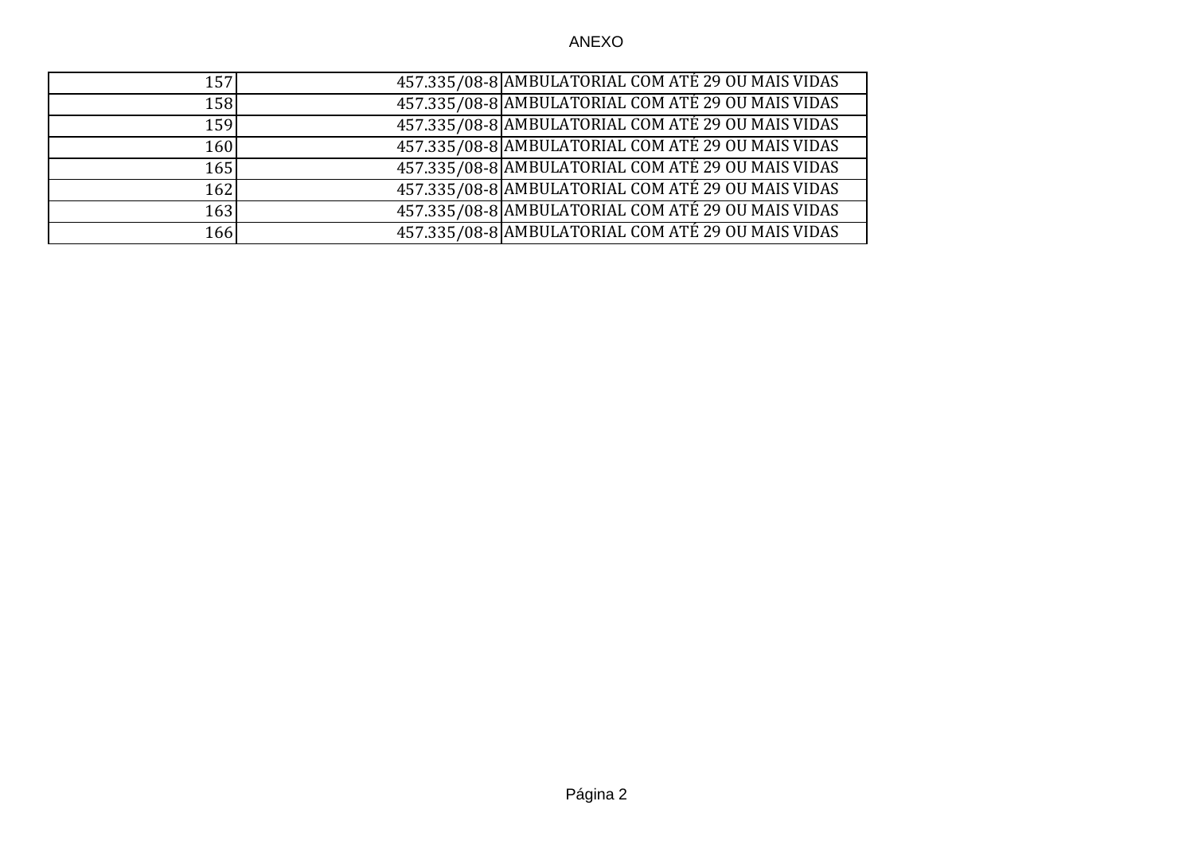ANEXO

| | | |
|---|---|---|
| 157 | 457.335/08-8 | AMBULATORIAL COM ATÉ 29 OU MAIS VIDAS |
| 158 | 457.335/08-8 | AMBULATORIAL COM ATÉ 29 OU MAIS VIDAS |
| 159 | 457.335/08-8 | AMBULATORIAL COM ATÉ 29 OU MAIS VIDAS |
| 160 | 457.335/08-8 | AMBULATORIAL COM ATÉ 29 OU MAIS VIDAS |
| 165 | 457.335/08-8 | AMBULATORIAL COM ATÉ 29 OU MAIS VIDAS |
| 162 | 457.335/08-8 | AMBULATORIAL COM ATÉ 29 OU MAIS VIDAS |
| 163 | 457.335/08-8 | AMBULATORIAL COM ATÉ 29 OU MAIS VIDAS |
| 166 | 457.335/08-8 | AMBULATORIAL COM ATÉ 29 OU MAIS VIDAS |